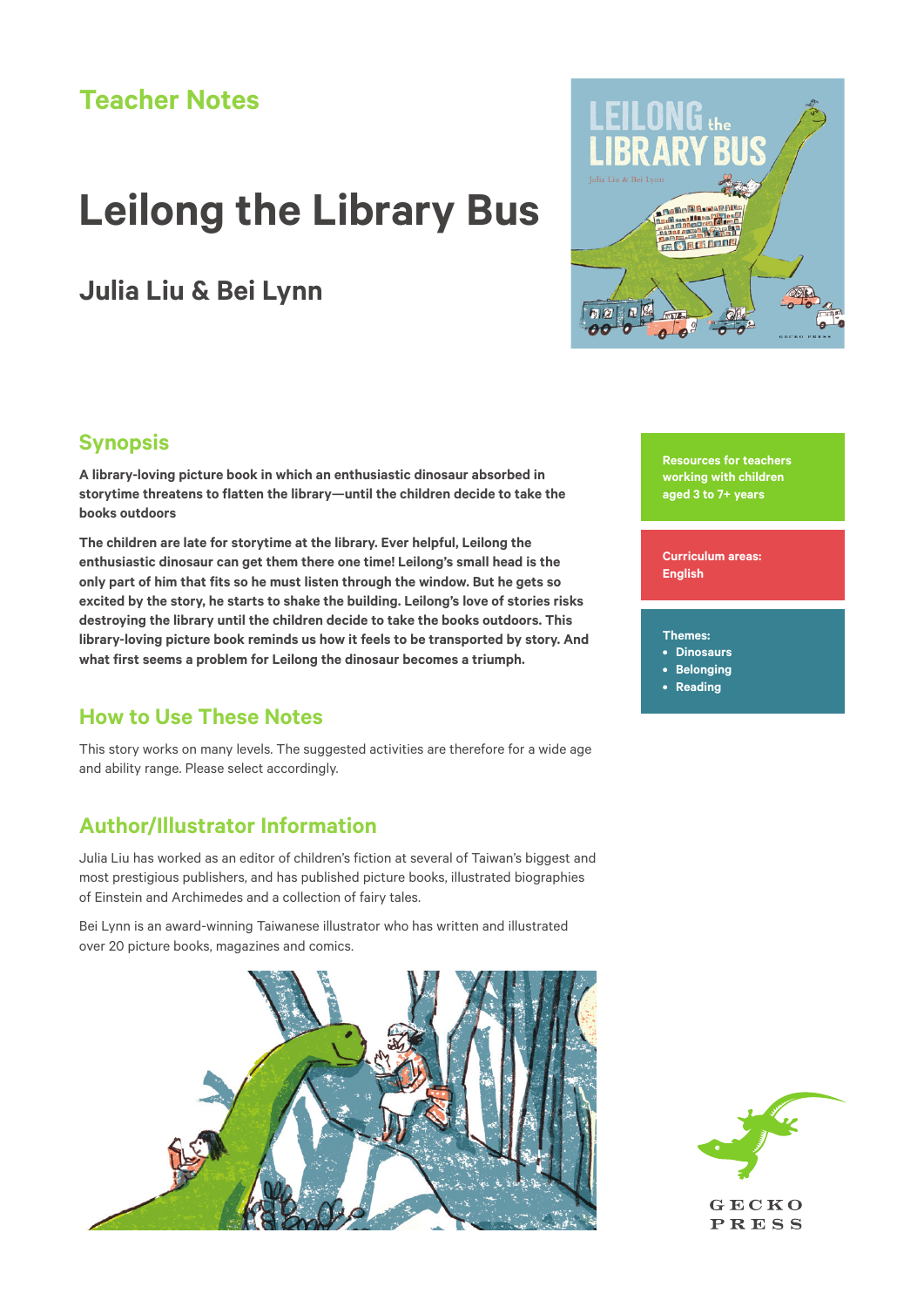## Teacher Notes

# Leilong the Library Bus

## Julia Liu & Bei Lynn

## Synopsis

**A library-loving picture book in which an enthusiastic dinosaur absorbed in storytime threatens to flatten the library—until the children decide to take the books outdoors**

**The children are late for storytime at the library. Ever helpful, Leilong the enthusiastic dinosaur can get them there one time! Leilong's small head is the only part of him that fits so he must listen through the window. But he gets so excited by the story, he starts to shake the building. Leilong's love of stories risks destroying the library until the children decide to take the books outdoors. This library-loving picture book reminds us how it feels to be transported by story. And what first seems a problem for Leilong the dinosaur becomes a triumph.**

**Resources for teachers working with children aged 3 to 7+ years**

**Curriculum areas: English**

**Themes:**
- **Dinosaurs**
- **Belonging**
- **Reading**

## How to Use These Notes

This story works on many levels. The suggested activities are therefore for a wide age and ability range. Please select accordingly.

## Author/Illustrator Information

Julia Liu has worked as an editor of children's fiction at several of Taiwan's biggest and most prestigious publishers, and has published picture books, illustrated biographies of Einstein and Archimedes and a collection of fairy tales.

Bei Lynn is an award-winning Taiwanese illustrator who has written and illustrated over 20 picture books, magazines and comics.

GECKO PRESS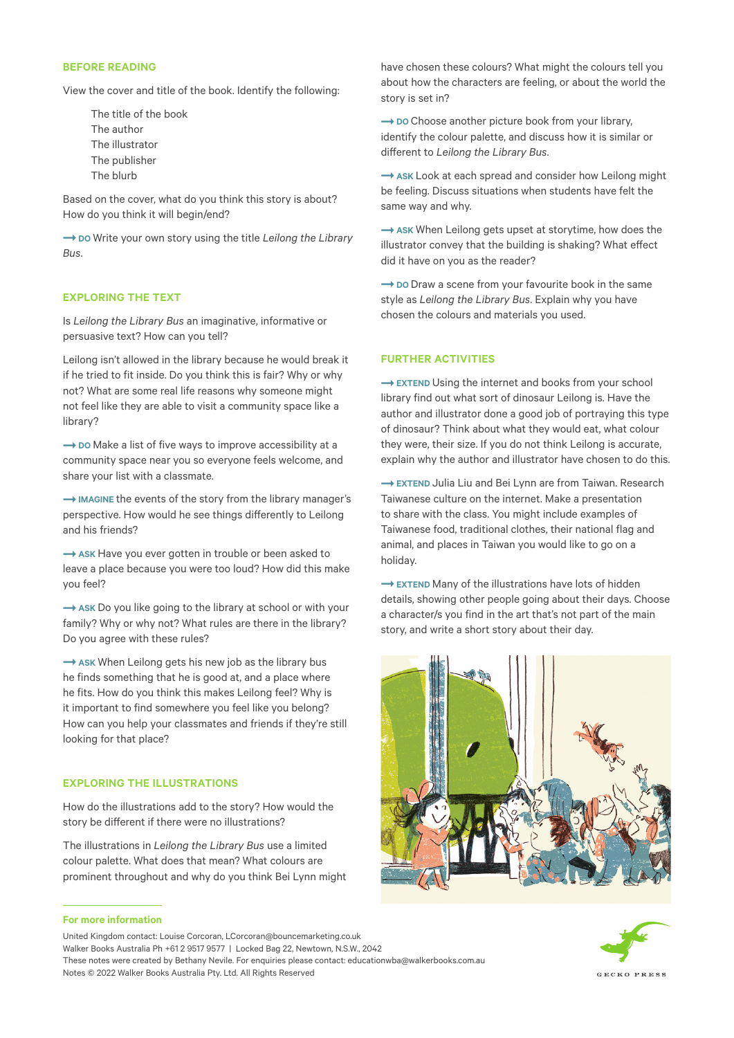## BEFORE READING

View the cover and title of the book. Identify the following:

- The title of the book
- The author
- The illustrator
- The publisher
- The blurb

Based on the cover, what do you think this story is about? How do you think it will begin/end?

→ **DO** Write your own story using the title *Leilong the Library Bus*.

## EXPLORING THE TEXT

Is *Leilong the Library Bus* an imaginative, informative or persuasive text? How can you tell?

Leilong isn't allowed in the library because he would break it if he tried to fit inside. Do you think this is fair? Why or why not? What are some real life reasons why someone might not feel like they are able to visit a community space like a library?

→ **DO** Make a list of five ways to improve accessibility at a community space near you so everyone feels welcome, and share your list with a classmate.

→ **IMAGINE** the events of the story from the library manager's perspective. How would he see things differently to Leilong and his friends?

→ **ASK** Have you ever gotten in trouble or been asked to leave a place because you were too loud? How did this make you feel?

→ **ASK** Do you like going to the library at school or with your family? Why or why not? What rules are there in the library? Do you agree with these rules?

→ **ASK** When Leilong gets his new job as the library bus he finds something that he is good at, and a place where he fits. How do you think this makes Leilong feel? Why is it important to find somewhere you feel like you belong? How can you help your classmates and friends if they're still looking for that place?

## EXPLORING THE ILLUSTRATIONS

How do the illustrations add to the story? How would the story be different if there were no illustrations?

The illustrations in *Leilong the Library Bus* use a limited colour palette. What does that mean? What colours are prominent throughout and why do you think Bei Lynn might have chosen these colours? What might the colours tell you about how the characters are feeling, or about the world the story is set in?

→ **DO** Choose another picture book from your library, identify the colour palette, and discuss how it is similar or different to *Leilong the Library Bus*.

→ **ASK** Look at each spread and consider how Leilong might be feeling. Discuss situations when students have felt the same way and why.

→ **ASK** When Leilong gets upset at storytime, how does the illustrator convey that the building is shaking? What effect did it have on you as the reader?

→ **DO** Draw a scene from your favourite book in the same style as *Leilong the Library Bus*. Explain why you have chosen the colours and materials you used.

## FURTHER ACTIVITIES

→ **EXTEND** Using the internet and books from your school library find out what sort of dinosaur Leilong is. Have the author and illustrator done a good job of portraying this type of dinosaur? Think about what they would eat, what colour they were, their size. If you do not think Leilong is accurate, explain why the author and illustrator have chosen to do this.

→ **EXTEND** Julia Liu and Bei Lynn are from Taiwan. Research Taiwanese culture on the internet. Make a presentation to share with the class. You might include examples of Taiwanese food, traditional clothes, their national flag and animal, and places in Taiwan you would like to go on a holiday.

→ **EXTEND** Many of the illustrations have lots of hidden details, showing other people going about their days. Choose a character/s you find in the art that's not part of the main story, and write a short story about their day.

---

**For more information**

United Kingdom contact: Louise Corcoran, LCorcoran@bouncemarketing.co.uk
Walker Books Australia Ph +61 2 9517 9577 | Locked Bag 22, Newtown, N.S.W., 2042
These notes were created by Bethany Nevile. For enquiries please contact: educationwba@walkerbooks.com.au
Notes © 2022 Walker Books Australia Pty. Ltd. All Rights Reserved

GECKO PRESS